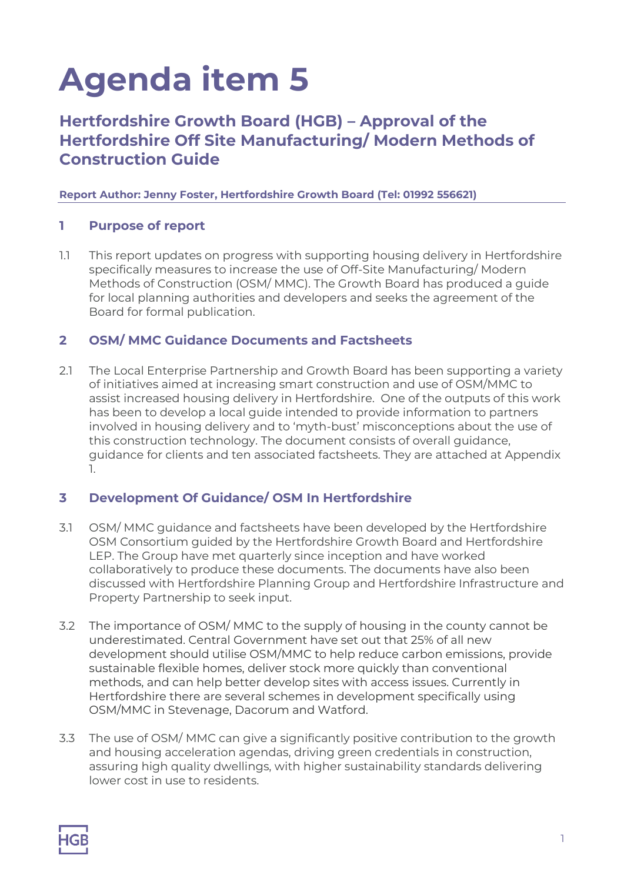# Agenda item 5

## Hertfordshire Growth Board (HGB) – Approval of the Hertfordshire Off Site Manufacturing/ Modern Methods of Construction Guide

**Report Author: Jenny Foster, Hertfordshire Growth Board (Tel: 01992 556621)**

### 1 Purpose of report

1.1 This report updates on progress with supporting housing delivery in Hertfordshire specifically measures to increase the use of Off-Site Manufacturing/ Modern Methods of Construction (OSM/ MMC). The Growth Board has produced a guide for local planning authorities and developers and seeks the agreement of the Board for formal publication.

### 2 OSM/ MMC Guidance Documents and Factsheets

2.1 The Local Enterprise Partnership and Growth Board has been supporting a variety of initiatives aimed at increasing smart construction and use of OSM/MMC to assist increased housing delivery in Hertfordshire. One of the outputs of this work has been to develop a local guide intended to provide information to partners involved in housing delivery and to 'myth-bust' misconceptions about the use of this construction technology. The document consists of overall guidance, guidance for clients and ten associated factsheets. They are attached at Appendix 1.

### 3 Development Of Guidance/ OSM In Hertfordshire

3.1 OSM/ MMC guidance and factsheets have been developed by the Hertfordshire OSM Consortium guided by the Hertfordshire Growth Board and Hertfordshire LEP. The Group have met quarterly since inception and have worked collaboratively to produce these documents. The documents have also been discussed with Hertfordshire Planning Group and Hertfordshire Infrastructure and Property Partnership to seek input.

3.2 The importance of OSM/ MMC to the supply of housing in the county cannot be underestimated. Central Government have set out that 25% of all new development should utilise OSM/MMC to help reduce carbon emissions, provide sustainable flexible homes, deliver stock more quickly than conventional methods, and can help better develop sites with access issues. Currently in Hertfordshire there are several schemes in development specifically using OSM/MMC in Stevenage, Dacorum and Watford.

3.3 The use of OSM/ MMC can give a significantly positive contribution to the growth and housing acceleration agendas, driving green credentials in construction, assuring high quality dwellings, with higher sustainability standards delivering lower cost in use to residents.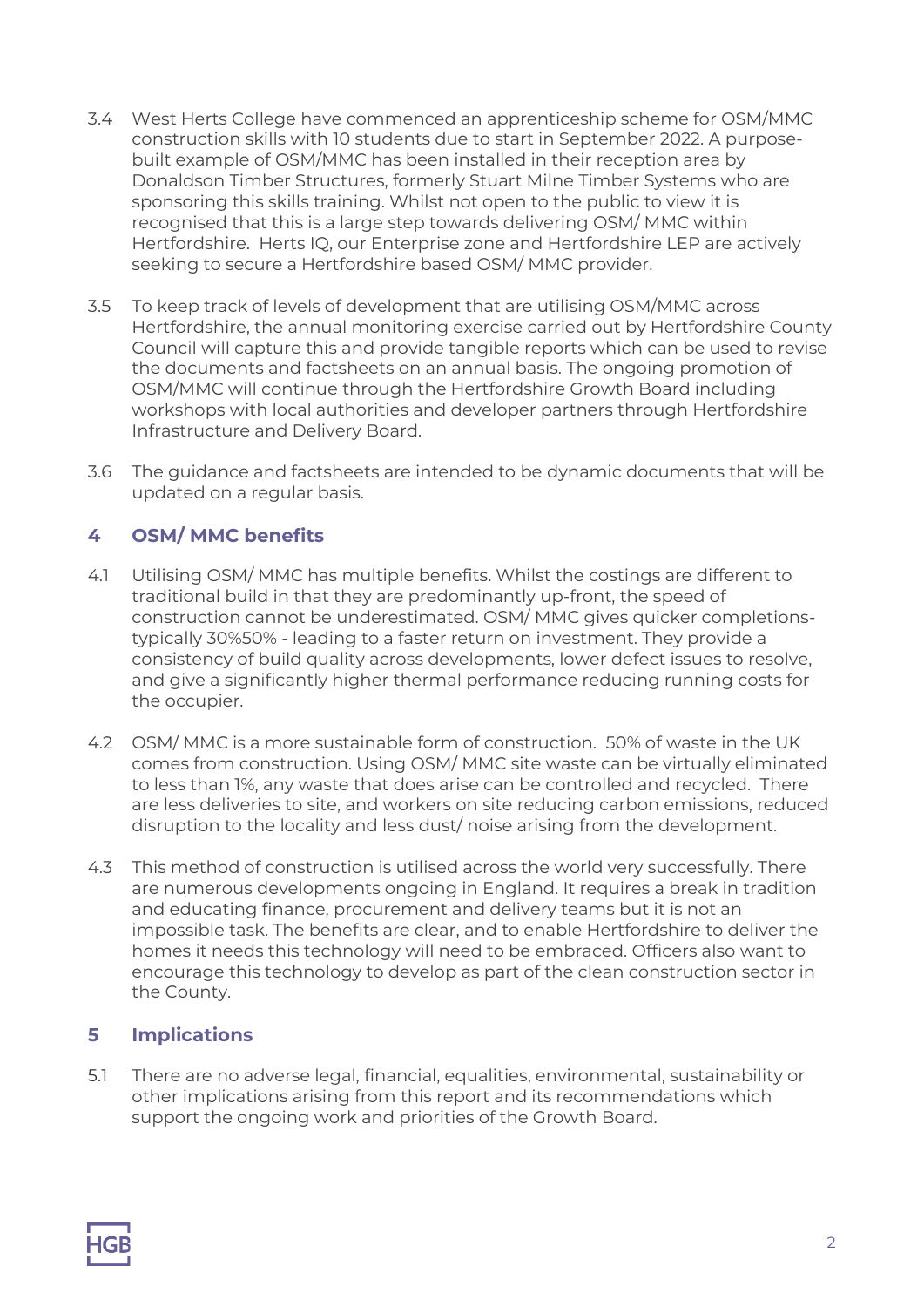3.4 West Herts College have commenced an apprenticeship scheme for OSM/MMC construction skills with 10 students due to start in September 2022. A purpose-built example of OSM/MMC has been installed in their reception area by Donaldson Timber Structures, formerly Stuart Milne Timber Systems who are sponsoring this skills training. Whilst not open to the public to view it is recognised that this is a large step towards delivering OSM/ MMC within Hertfordshire. Herts IQ, our Enterprise zone and Hertfordshire LEP are actively seeking to secure a Hertfordshire based OSM/ MMC provider.

3.5 To keep track of levels of development that are utilising OSM/MMC across Hertfordshire, the annual monitoring exercise carried out by Hertfordshire County Council will capture this and provide tangible reports which can be used to revise the documents and factsheets on an annual basis. The ongoing promotion of OSM/MMC will continue through the Hertfordshire Growth Board including workshops with local authorities and developer partners through Hertfordshire Infrastructure and Delivery Board.

3.6 The guidance and factsheets are intended to be dynamic documents that will be updated on a regular basis.

## 4 OSM/ MMC benefits

4.1 Utilising OSM/ MMC has multiple benefits. Whilst the costings are different to traditional build in that they are predominantly up-front, the speed of construction cannot be underestimated. OSM/ MMC gives quicker completions- typically 30%50% - leading to a faster return on investment. They provide a consistency of build quality across developments, lower defect issues to resolve, and give a significantly higher thermal performance reducing running costs for the occupier.

4.2 OSM/ MMC is a more sustainable form of construction. 50% of waste in the UK comes from construction. Using OSM/ MMC site waste can be virtually eliminated to less than 1%, any waste that does arise can be controlled and recycled. There are less deliveries to site, and workers on site reducing carbon emissions, reduced disruption to the locality and less dust/ noise arising from the development.

4.3 This method of construction is utilised across the world very successfully. There are numerous developments ongoing in England. It requires a break in tradition and educating finance, procurement and delivery teams but it is not an impossible task. The benefits are clear, and to enable Hertfordshire to deliver the homes it needs this technology will need to be embraced. Officers also want to encourage this technology to develop as part of the clean construction sector in the County.

## 5 Implications

5.1 There are no adverse legal, financial, equalities, environmental, sustainability or other implications arising from this report and its recommendations which support the ongoing work and priorities of the Growth Board.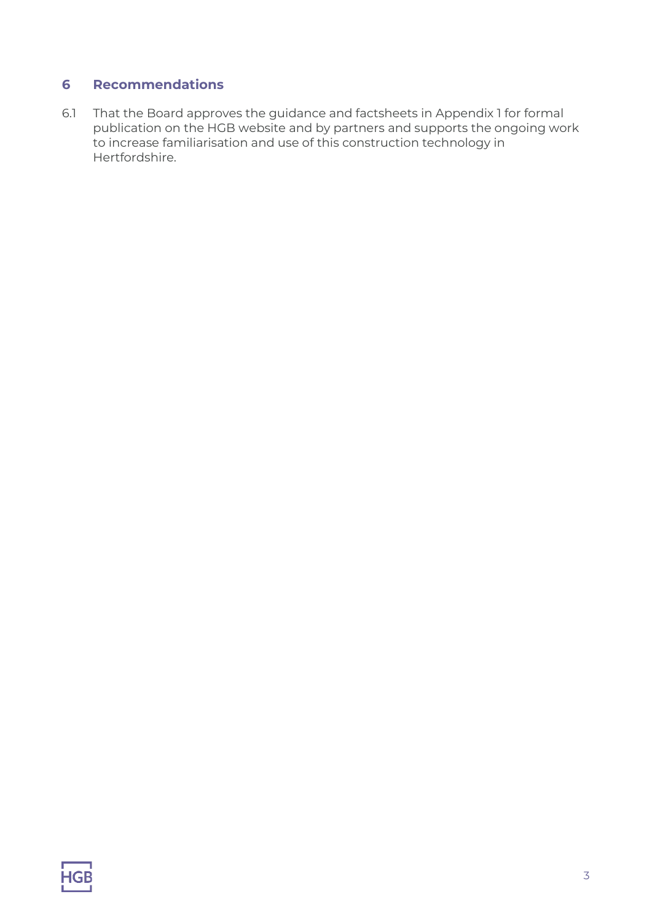## 6 Recommendations

6.1 That the Board approves the guidance and factsheets in Appendix 1 for formal publication on the HGB website and by partners and supports the ongoing work to increase familiarisation and use of this construction technology in Hertfordshire.